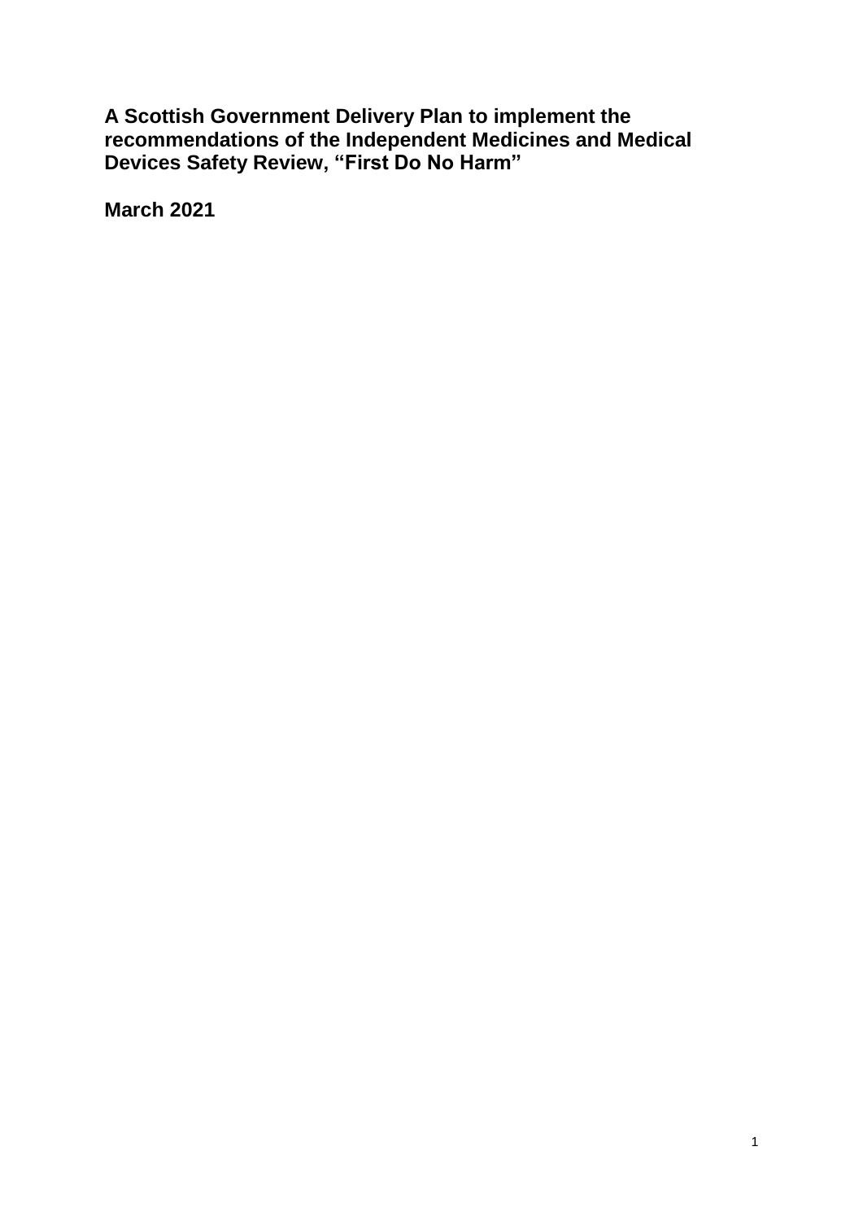# A Scottish Government Delivery Plan to implement the recommendations of the Independent Medicines and Medical Devices Safety Review, "First Do No Harm"

**March 2021**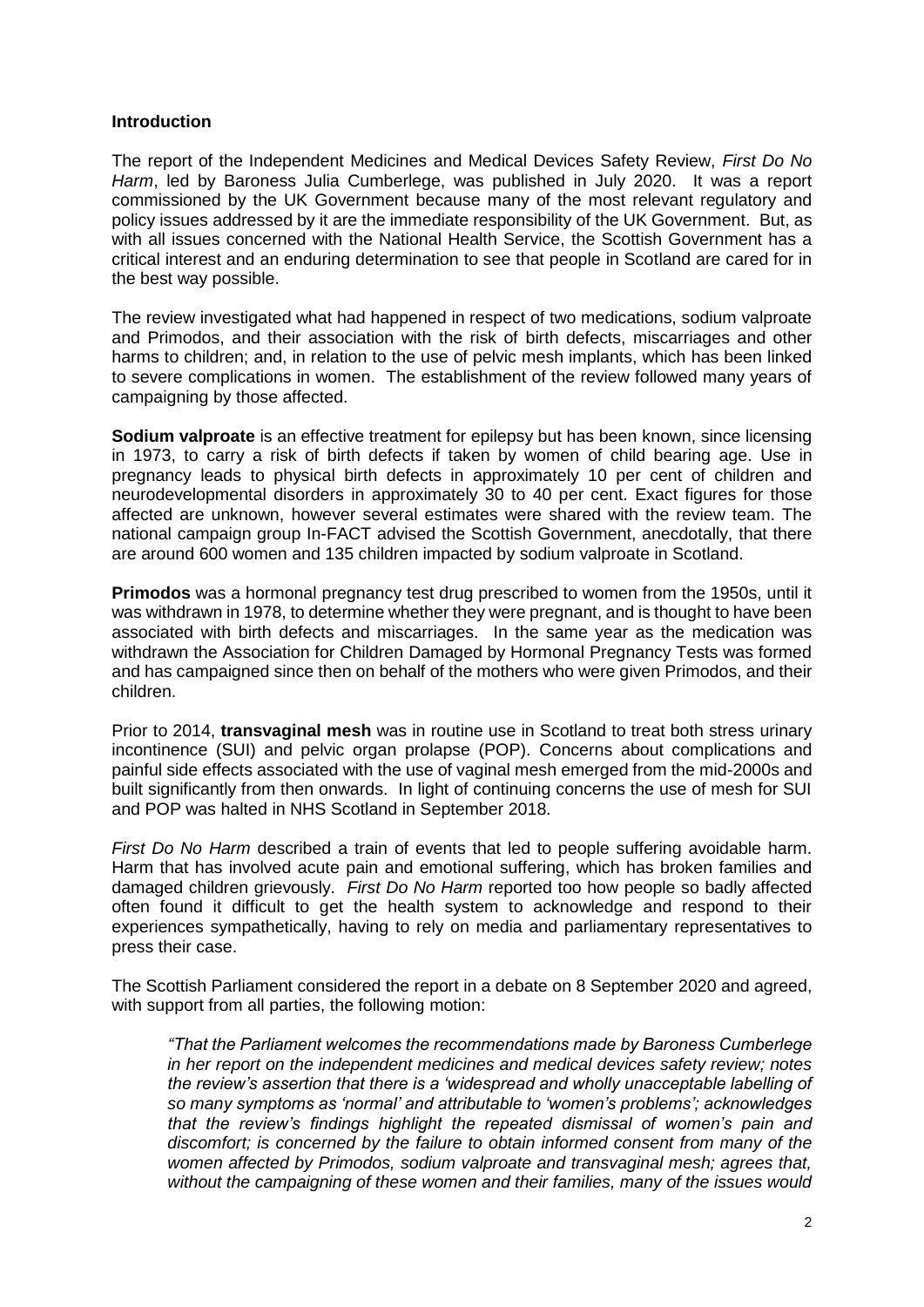## Introduction

The report of the Independent Medicines and Medical Devices Safety Review, *First Do No Harm*, led by Baroness Julia Cumberlege, was published in July 2020. It was a report commissioned by the UK Government because many of the most relevant regulatory and policy issues addressed by it are the immediate responsibility of the UK Government. But, as with all issues concerned with the National Health Service, the Scottish Government has a critical interest and an enduring determination to see that people in Scotland are cared for in the best way possible.

The review investigated what had happened in respect of two medications, sodium valproate and Primodos, and their association with the risk of birth defects, miscarriages and other harms to children; and, in relation to the use of pelvic mesh implants, which has been linked to severe complications in women. The establishment of the review followed many years of campaigning by those affected.

**Sodium valproate** is an effective treatment for epilepsy but has been known, since licensing in 1973, to carry a risk of birth defects if taken by women of child bearing age. Use in pregnancy leads to physical birth defects in approximately 10 per cent of children and neurodevelopmental disorders in approximately 30 to 40 per cent. Exact figures for those affected are unknown, however several estimates were shared with the review team. The national campaign group In-FACT advised the Scottish Government, anecdotally, that there are around 600 women and 135 children impacted by sodium valproate in Scotland.

**Primodos** was a hormonal pregnancy test drug prescribed to women from the 1950s, until it was withdrawn in 1978, to determine whether they were pregnant, and is thought to have been associated with birth defects and miscarriages. In the same year as the medication was withdrawn the Association for Children Damaged by Hormonal Pregnancy Tests was formed and has campaigned since then on behalf of the mothers who were given Primodos, and their children.

Prior to 2014, **transvaginal mesh** was in routine use in Scotland to treat both stress urinary incontinence (SUI) and pelvic organ prolapse (POP). Concerns about complications and painful side effects associated with the use of vaginal mesh emerged from the mid-2000s and built significantly from then onwards. In light of continuing concerns the use of mesh for SUI and POP was halted in NHS Scotland in September 2018.

*First Do No Harm* described a train of events that led to people suffering avoidable harm. Harm that has involved acute pain and emotional suffering, which has broken families and damaged children grievously. *First Do No Harm* reported too how people so badly affected often found it difficult to get the health system to acknowledge and respond to their experiences sympathetically, having to rely on media and parliamentary representatives to press their case.

The Scottish Parliament considered the report in a debate on 8 September 2020 and agreed, with support from all parties, the following motion:

> *"That the Parliament welcomes the recommendations made by Baroness Cumberlege in her report on the independent medicines and medical devices safety review; notes the review's assertion that there is a 'widespread and wholly unacceptable labelling of so many symptoms as 'normal' and attributable to 'women's problems'; acknowledges that the review's findings highlight the repeated dismissal of women's pain and discomfort; is concerned by the failure to obtain informed consent from many of the women affected by Primodos, sodium valproate and transvaginal mesh; agrees that, without the campaigning of these women and their families, many of the issues would*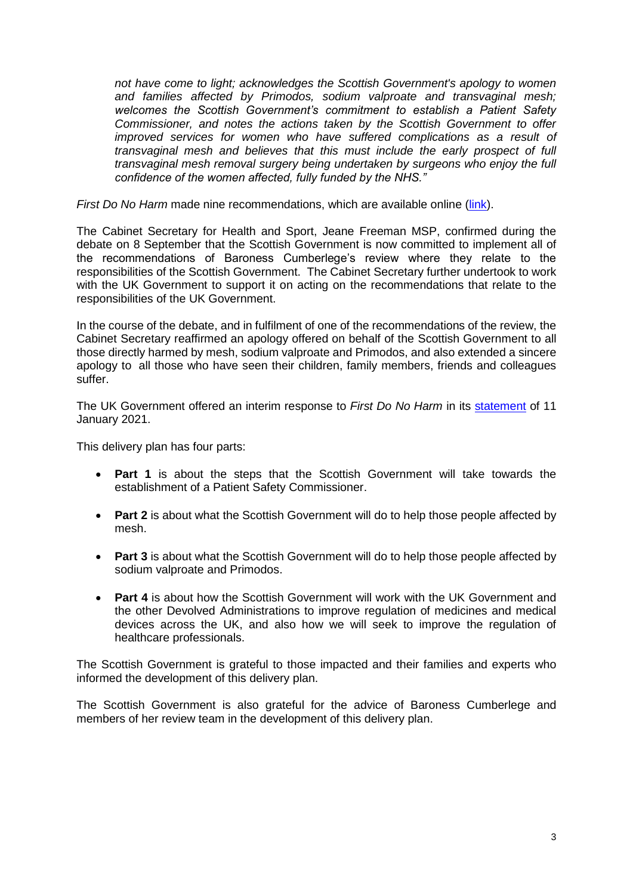*not have come to light; acknowledges the Scottish Government's apology to women and families affected by Primodos, sodium valproate and transvaginal mesh; welcomes the Scottish Government's commitment to establish a Patient Safety Commissioner, and notes the actions taken by the Scottish Government to offer improved services for women who have suffered complications as a result of transvaginal mesh and believes that this must include the early prospect of full transvaginal mesh removal surgery being undertaken by surgeons who enjoy the full confidence of the women affected, fully funded by the NHS."*

*First Do No Harm* made nine recommendations, which are available online (link).

The Cabinet Secretary for Health and Sport, Jeane Freeman MSP, confirmed during the debate on 8 September that the Scottish Government is now committed to implement all of the recommendations of Baroness Cumberlege's review where they relate to the responsibilities of the Scottish Government. The Cabinet Secretary further undertook to work with the UK Government to support it on acting on the recommendations that relate to the responsibilities of the UK Government.

In the course of the debate, and in fulfilment of one of the recommendations of the review, the Cabinet Secretary reaffirmed an apology offered on behalf of the Scottish Government to all those directly harmed by mesh, sodium valproate and Primodos, and also extended a sincere apology to all those who have seen their children, family members, friends and colleagues suffer.

The UK Government offered an interim response to *First Do No Harm* in its statement of 11 January 2021.

This delivery plan has four parts:

- **Part 1** is about the steps that the Scottish Government will take towards the establishment of a Patient Safety Commissioner.
- **Part 2** is about what the Scottish Government will do to help those people affected by mesh.
- **Part 3** is about what the Scottish Government will do to help those people affected by sodium valproate and Primodos.
- **Part 4** is about how the Scottish Government will work with the UK Government and the other Devolved Administrations to improve regulation of medicines and medical devices across the UK, and also how we will seek to improve the regulation of healthcare professionals.

The Scottish Government is grateful to those impacted and their families and experts who informed the development of this delivery plan.

The Scottish Government is also grateful for the advice of Baroness Cumberlege and members of her review team in the development of this delivery plan.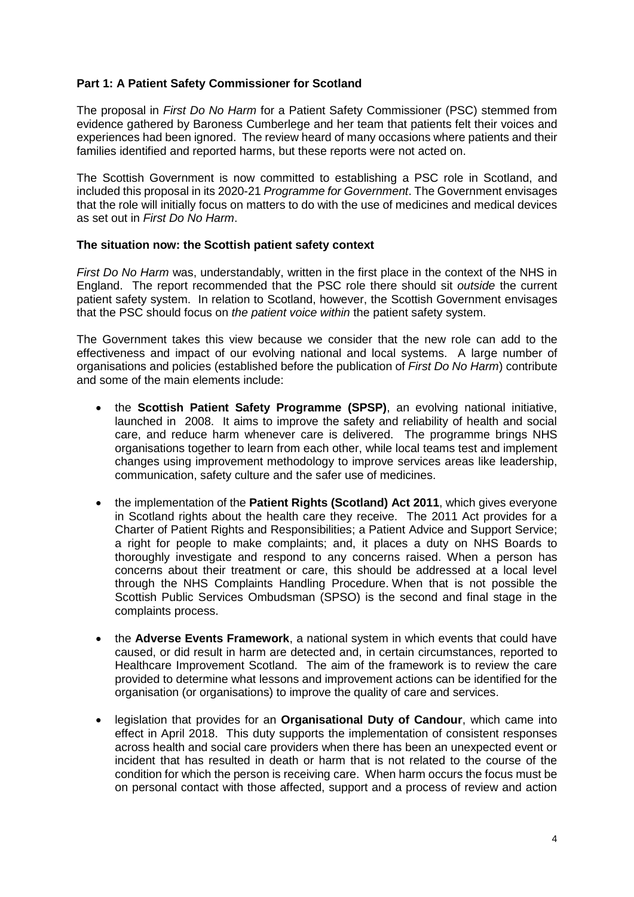### Part 1: A Patient Safety Commissioner for Scotland

The proposal in *First Do No Harm* for a Patient Safety Commissioner (PSC) stemmed from evidence gathered by Baroness Cumberlege and her team that patients felt their voices and experiences had been ignored. The review heard of many occasions where patients and their families identified and reported harms, but these reports were not acted on.

The Scottish Government is now committed to establishing a PSC role in Scotland, and included this proposal in its 2020-21 *Programme for Government*. The Government envisages that the role will initially focus on matters to do with the use of medicines and medical devices as set out in *First Do No Harm*.

### The situation now: the Scottish patient safety context

*First Do No Harm* was, understandably, written in the first place in the context of the NHS in England. The report recommended that the PSC role there should sit *outside* the current patient safety system. In relation to Scotland, however, the Scottish Government envisages that the PSC should focus on *the patient voice within* the patient safety system.

The Government takes this view because we consider that the new role can add to the effectiveness and impact of our evolving national and local systems. A large number of organisations and policies (established before the publication of *First Do No Harm*) contribute and some of the main elements include:

- the **Scottish Patient Safety Programme (SPSP)**, an evolving national initiative, launched in 2008. It aims to improve the safety and reliability of health and social care, and reduce harm whenever care is delivered. The programme brings NHS organisations together to learn from each other, while local teams test and implement changes using improvement methodology to improve services areas like leadership, communication, safety culture and the safer use of medicines.
- the implementation of the **Patient Rights (Scotland) Act 2011**, which gives everyone in Scotland rights about the health care they receive. The 2011 Act provides for a Charter of Patient Rights and Responsibilities; a Patient Advice and Support Service; a right for people to make complaints; and, it places a duty on NHS Boards to thoroughly investigate and respond to any concerns raised. When a person has concerns about their treatment or care, this should be addressed at a local level through the NHS Complaints Handling Procedure. When that is not possible the Scottish Public Services Ombudsman (SPSO) is the second and final stage in the complaints process.
- the **Adverse Events Framework**, a national system in which events that could have caused, or did result in harm are detected and, in certain circumstances, reported to Healthcare Improvement Scotland. The aim of the framework is to review the care provided to determine what lessons and improvement actions can be identified for the organisation (or organisations) to improve the quality of care and services.
- legislation that provides for an **Organisational Duty of Candour**, which came into effect in April 2018. This duty supports the implementation of consistent responses across health and social care providers when there has been an unexpected event or incident that has resulted in death or harm that is not related to the course of the condition for which the person is receiving care. When harm occurs the focus must be on personal contact with those affected, support and a process of review and action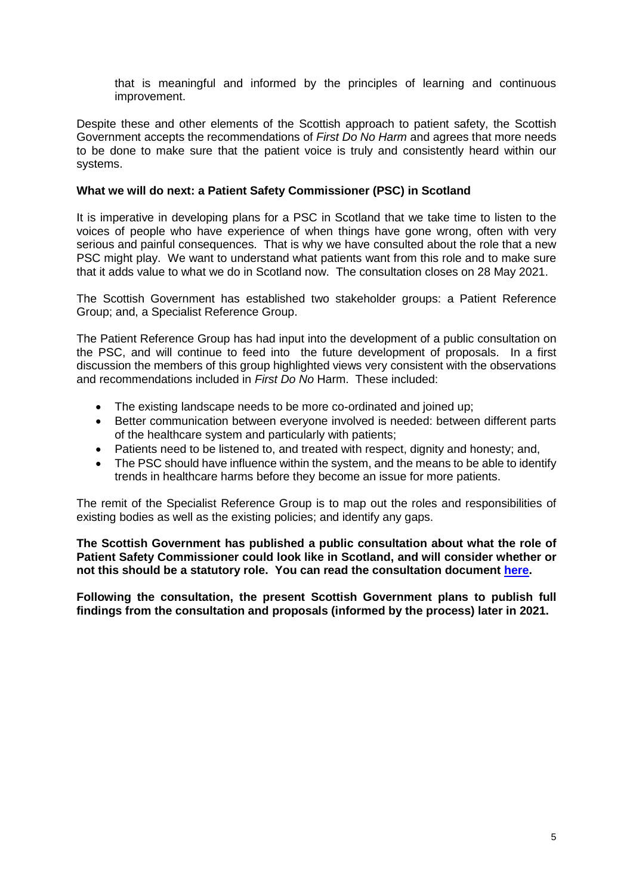that is meaningful and informed by the principles of learning and continuous improvement.

Despite these and other elements of the Scottish approach to patient safety, the Scottish Government accepts the recommendations of *First Do No Harm* and agrees that more needs to be done to make sure that the patient voice is truly and consistently heard within our systems.

**What we will do next: a Patient Safety Commissioner (PSC) in Scotland**

It is imperative in developing plans for a PSC in Scotland that we take time to listen to the voices of people who have experience of when things have gone wrong, often with very serious and painful consequences. That is why we have consulted about the role that a new PSC might play. We want to understand what patients want from this role and to make sure that it adds value to what we do in Scotland now. The consultation closes on 28 May 2021.

The Scottish Government has established two stakeholder groups: a Patient Reference Group; and, a Specialist Reference Group.

The Patient Reference Group has had input into the development of a public consultation on the PSC, and will continue to feed into the future development of proposals. In a first discussion the members of this group highlighted views very consistent with the observations and recommendations included in *First Do No* Harm. These included:

- The existing landscape needs to be more co-ordinated and joined up;
- Better communication between everyone involved is needed: between different parts of the healthcare system and particularly with patients;
- Patients need to be listened to, and treated with respect, dignity and honesty; and,
- The PSC should have influence within the system, and the means to be able to identify trends in healthcare harms before they become an issue for more patients.

The remit of the Specialist Reference Group is to map out the roles and responsibilities of existing bodies as well as the existing policies; and identify any gaps.

**The Scottish Government has published a public consultation about what the role of Patient Safety Commissioner could look like in Scotland, and will consider whether or not this should be a statutory role. You can read the consultation document here.**

**Following the consultation, the present Scottish Government plans to publish full findings from the consultation and proposals (informed by the process) later in 2021.**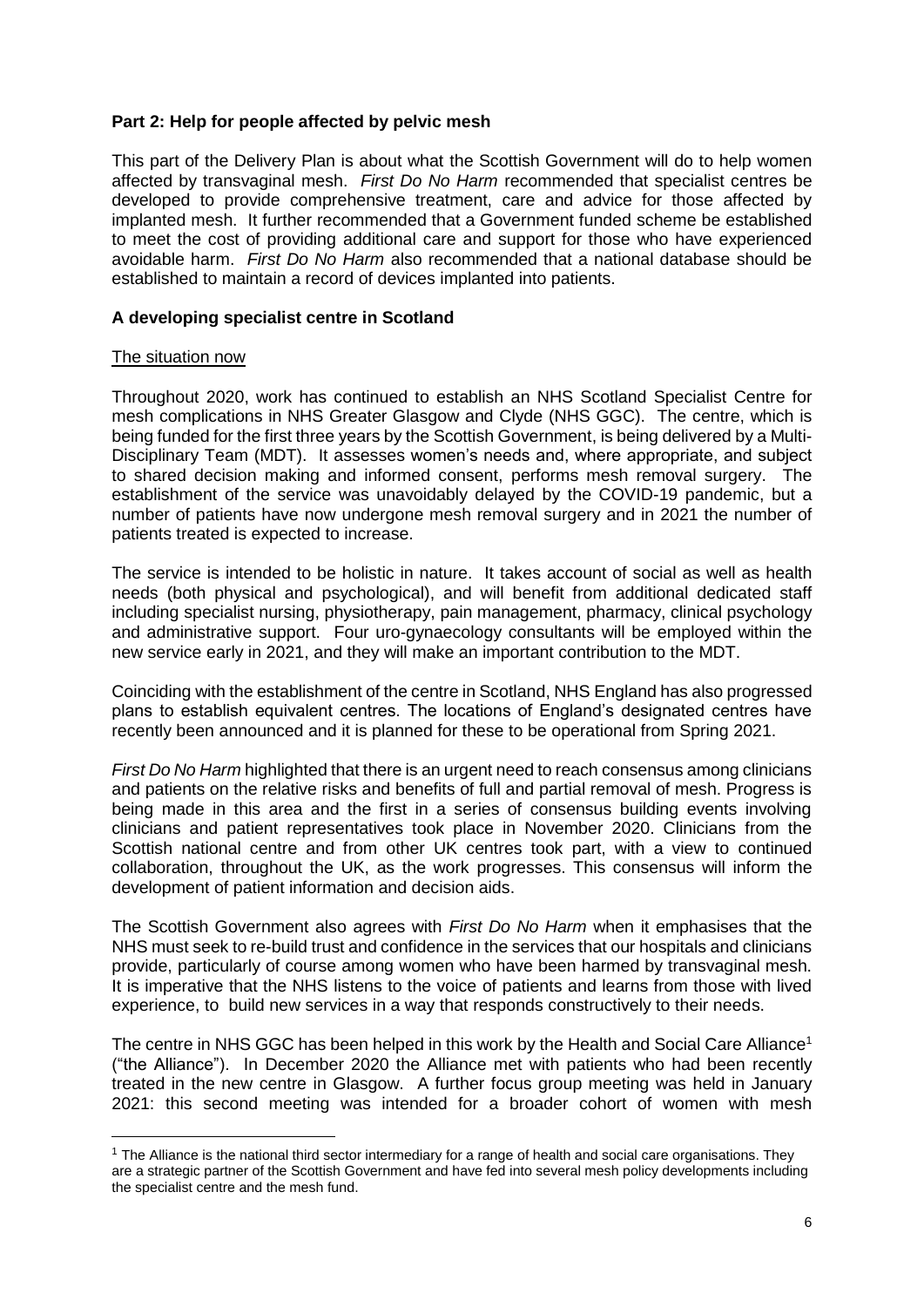**Part 2: Help for people affected by pelvic mesh**

This part of the Delivery Plan is about what the Scottish Government will do to help women affected by transvaginal mesh. *First Do No Harm* recommended that specialist centres be developed to provide comprehensive treatment, care and advice for those affected by implanted mesh. It further recommended that a Government funded scheme be established to meet the cost of providing additional care and support for those who have experienced avoidable harm. *First Do No Harm* also recommended that a national database should be established to maintain a record of devices implanted into patients.

**A developing specialist centre in Scotland**

The situation now

Throughout 2020, work has continued to establish an NHS Scotland Specialist Centre for mesh complications in NHS Greater Glasgow and Clyde (NHS GGC). The centre, which is being funded for the first three years by the Scottish Government, is being delivered by a Multi-Disciplinary Team (MDT). It assesses women's needs and, where appropriate, and subject to shared decision making and informed consent, performs mesh removal surgery. The establishment of the service was unavoidably delayed by the COVID-19 pandemic, but a number of patients have now undergone mesh removal surgery and in 2021 the number of patients treated is expected to increase.

The service is intended to be holistic in nature. It takes account of social as well as health needs (both physical and psychological), and will benefit from additional dedicated staff including specialist nursing, physiotherapy, pain management, pharmacy, clinical psychology and administrative support. Four uro-gynaecology consultants will be employed within the new service early in 2021, and they will make an important contribution to the MDT.

Coinciding with the establishment of the centre in Scotland, NHS England has also progressed plans to establish equivalent centres. The locations of England's designated centres have recently been announced and it is planned for these to be operational from Spring 2021.

*First Do No Harm* highlighted that there is an urgent need to reach consensus among clinicians and patients on the relative risks and benefits of full and partial removal of mesh. Progress is being made in this area and the first in a series of consensus building events involving clinicians and patient representatives took place in November 2020. Clinicians from the Scottish national centre and from other UK centres took part, with a view to continued collaboration, throughout the UK, as the work progresses. This consensus will inform the development of patient information and decision aids.

The Scottish Government also agrees with *First Do No Harm* when it emphasises that the NHS must seek to re-build trust and confidence in the services that our hospitals and clinicians provide, particularly of course among women who have been harmed by transvaginal mesh. It is imperative that the NHS listens to the voice of patients and learns from those with lived experience, to build new services in a way that responds constructively to their needs.

The centre in NHS GGC has been helped in this work by the Health and Social Care Alliance[1] ("the Alliance"). In December 2020 the Alliance met with patients who had been recently treated in the new centre in Glasgow. A further focus group meeting was held in January 2021: this second meeting was intended for a broader cohort of women with mesh

[1] The Alliance is the national third sector intermediary for a range of health and social care organisations. They are a strategic partner of the Scottish Government and have fed into several mesh policy developments including the specialist centre and the mesh fund.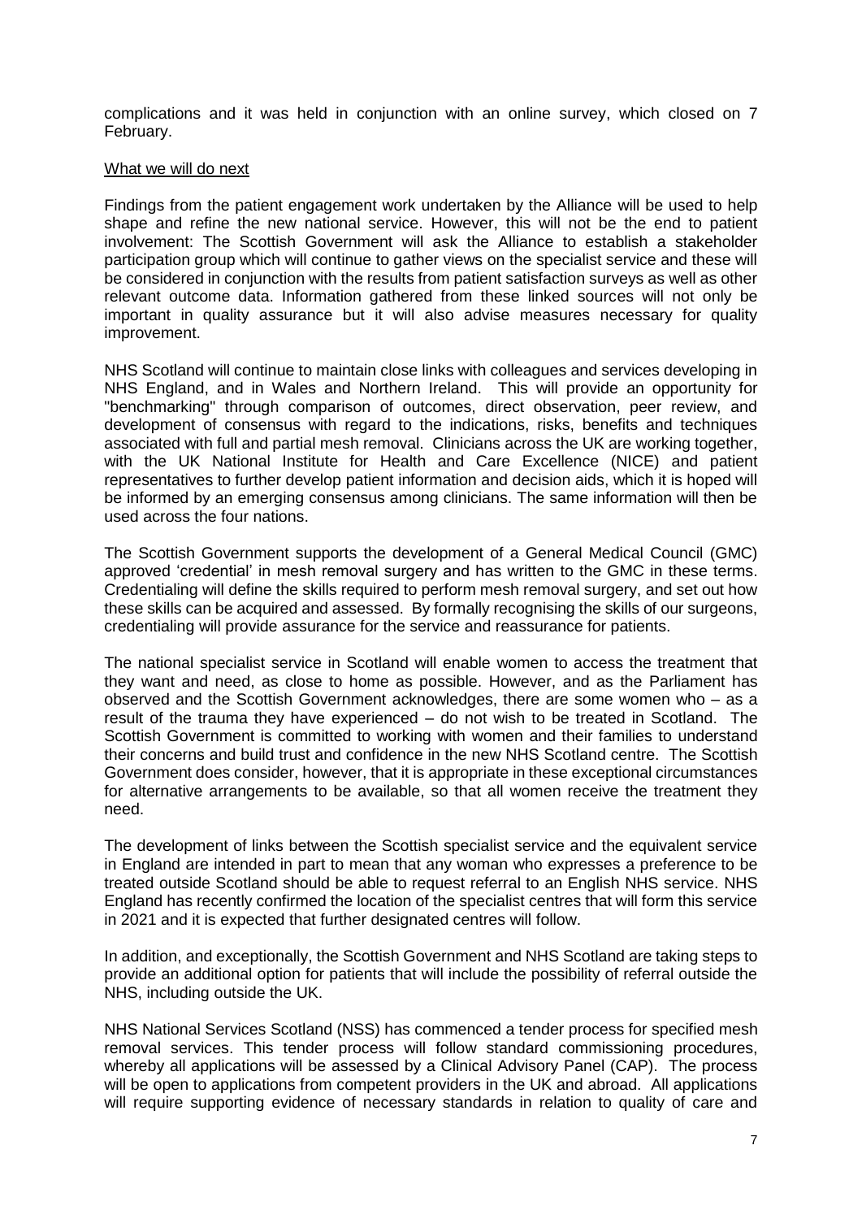complications and it was held in conjunction with an online survey, which closed on 7 February.

What we will do next

Findings from the patient engagement work undertaken by the Alliance will be used to help shape and refine the new national service. However, this will not be the end to patient involvement: The Scottish Government will ask the Alliance to establish a stakeholder participation group which will continue to gather views on the specialist service and these will be considered in conjunction with the results from patient satisfaction surveys as well as other relevant outcome data. Information gathered from these linked sources will not only be important in quality assurance but it will also advise measures necessary for quality improvement.

NHS Scotland will continue to maintain close links with colleagues and services developing in NHS England, and in Wales and Northern Ireland. This will provide an opportunity for "benchmarking" through comparison of outcomes, direct observation, peer review, and development of consensus with regard to the indications, risks, benefits and techniques associated with full and partial mesh removal. Clinicians across the UK are working together, with the UK National Institute for Health and Care Excellence (NICE) and patient representatives to further develop patient information and decision aids, which it is hoped will be informed by an emerging consensus among clinicians. The same information will then be used across the four nations.

The Scottish Government supports the development of a General Medical Council (GMC) approved 'credential' in mesh removal surgery and has written to the GMC in these terms. Credentialing will define the skills required to perform mesh removal surgery, and set out how these skills can be acquired and assessed. By formally recognising the skills of our surgeons, credentialing will provide assurance for the service and reassurance for patients.

The national specialist service in Scotland will enable women to access the treatment that they want and need, as close to home as possible. However, and as the Parliament has observed and the Scottish Government acknowledges, there are some women who – as a result of the trauma they have experienced – do not wish to be treated in Scotland. The Scottish Government is committed to working with women and their families to understand their concerns and build trust and confidence in the new NHS Scotland centre. The Scottish Government does consider, however, that it is appropriate in these exceptional circumstances for alternative arrangements to be available, so that all women receive the treatment they need.

The development of links between the Scottish specialist service and the equivalent service in England are intended in part to mean that any woman who expresses a preference to be treated outside Scotland should be able to request referral to an English NHS service. NHS England has recently confirmed the location of the specialist centres that will form this service in 2021 and it is expected that further designated centres will follow.

In addition, and exceptionally, the Scottish Government and NHS Scotland are taking steps to provide an additional option for patients that will include the possibility of referral outside the NHS, including outside the UK.

NHS National Services Scotland (NSS) has commenced a tender process for specified mesh removal services. This tender process will follow standard commissioning procedures, whereby all applications will be assessed by a Clinical Advisory Panel (CAP). The process will be open to applications from competent providers in the UK and abroad. All applications will require supporting evidence of necessary standards in relation to quality of care and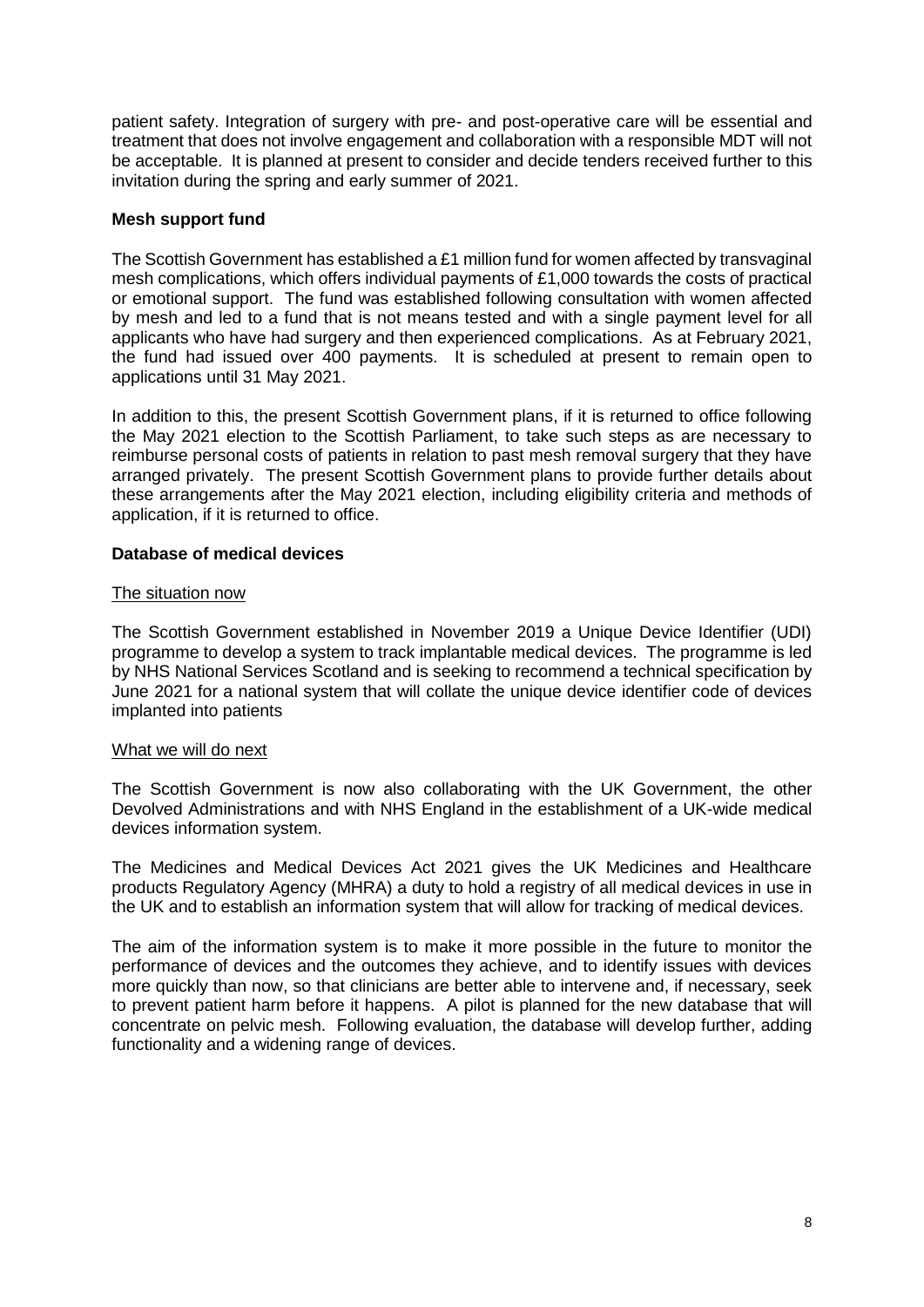patient safety. Integration of surgery with pre- and post-operative care will be essential and treatment that does not involve engagement and collaboration with a responsible MDT will not be acceptable. It is planned at present to consider and decide tenders received further to this invitation during the spring and early summer of 2021.

**Mesh support fund**

The Scottish Government has established a £1 million fund for women affected by transvaginal mesh complications, which offers individual payments of £1,000 towards the costs of practical or emotional support. The fund was established following consultation with women affected by mesh and led to a fund that is not means tested and with a single payment level for all applicants who have had surgery and then experienced complications. As at February 2021, the fund had issued over 400 payments. It is scheduled at present to remain open to applications until 31 May 2021.

In addition to this, the present Scottish Government plans, if it is returned to office following the May 2021 election to the Scottish Parliament, to take such steps as are necessary to reimburse personal costs of patients in relation to past mesh removal surgery that they have arranged privately. The present Scottish Government plans to provide further details about these arrangements after the May 2021 election, including eligibility criteria and methods of application, if it is returned to office.

**Database of medical devices**

The situation now

The Scottish Government established in November 2019 a Unique Device Identifier (UDI) programme to develop a system to track implantable medical devices. The programme is led by NHS National Services Scotland and is seeking to recommend a technical specification by June 2021 for a national system that will collate the unique device identifier code of devices implanted into patients

What we will do next

The Scottish Government is now also collaborating with the UK Government, the other Devolved Administrations and with NHS England in the establishment of a UK-wide medical devices information system.

The Medicines and Medical Devices Act 2021 gives the UK Medicines and Healthcare products Regulatory Agency (MHRA) a duty to hold a registry of all medical devices in use in the UK and to establish an information system that will allow for tracking of medical devices.

The aim of the information system is to make it more possible in the future to monitor the performance of devices and the outcomes they achieve, and to identify issues with devices more quickly than now, so that clinicians are better able to intervene and, if necessary, seek to prevent patient harm before it happens. A pilot is planned for the new database that will concentrate on pelvic mesh. Following evaluation, the database will develop further, adding functionality and a widening range of devices.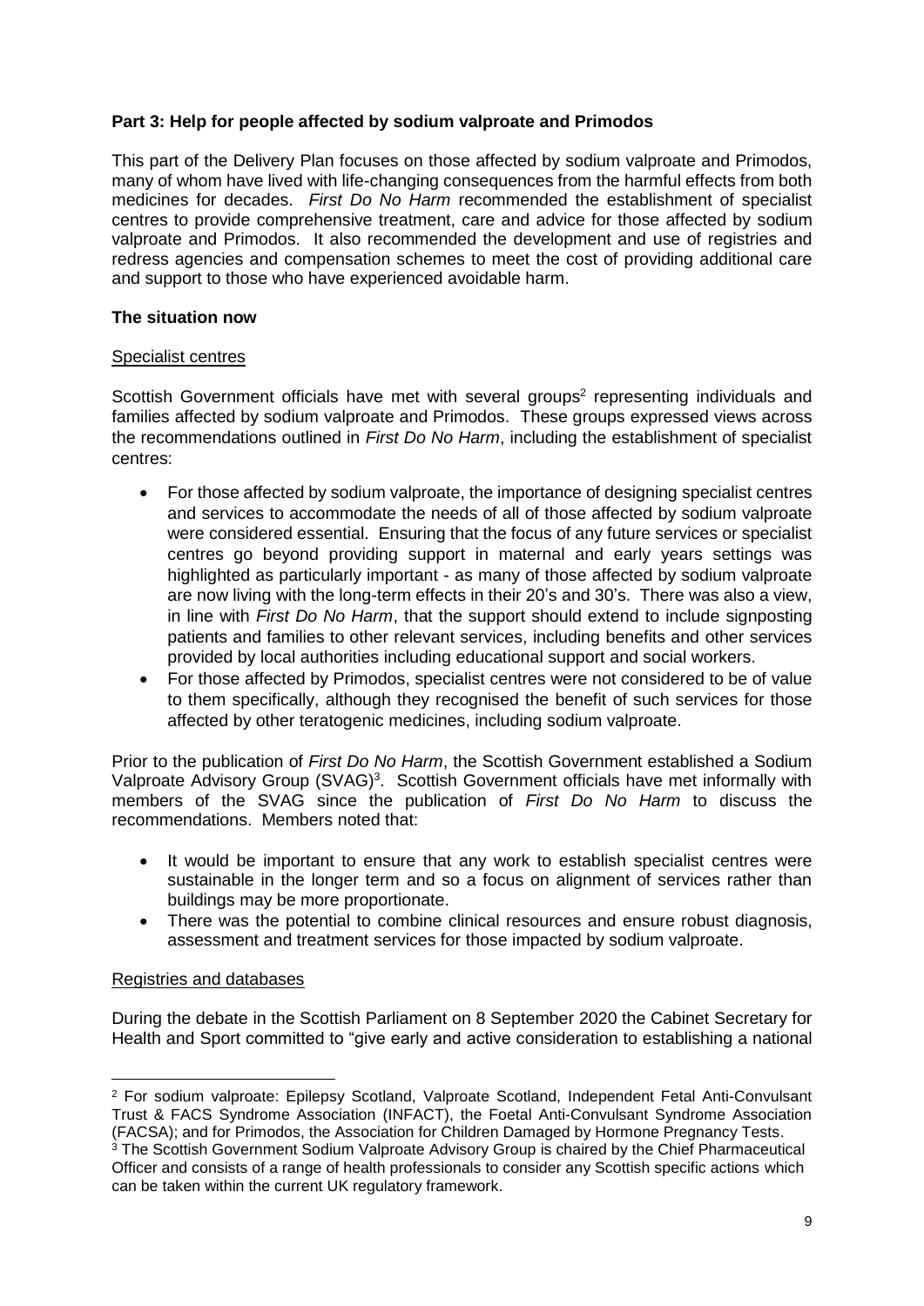**Part 3: Help for people affected by sodium valproate and Primodos**

This part of the Delivery Plan focuses on those affected by sodium valproate and Primodos, many of whom have lived with life-changing consequences from the harmful effects from both medicines for decades. *First Do No Harm* recommended the establishment of specialist centres to provide comprehensive treatment, care and advice for those affected by sodium valproate and Primodos. It also recommended the development and use of registries and redress agencies and compensation schemes to meet the cost of providing additional care and support to those who have experienced avoidable harm.

**The situation now**

Specialist centres

Scottish Government officials have met with several groups[2] representing individuals and families affected by sodium valproate and Primodos. These groups expressed views across the recommendations outlined in *First Do No Harm*, including the establishment of specialist centres:

- For those affected by sodium valproate, the importance of designing specialist centres and services to accommodate the needs of all of those affected by sodium valproate were considered essential. Ensuring that the focus of any future services or specialist centres go beyond providing support in maternal and early years settings was highlighted as particularly important - as many of those affected by sodium valproate are now living with the long-term effects in their 20's and 30's. There was also a view, in line with *First Do No Harm*, that the support should extend to include signposting patients and families to other relevant services, including benefits and other services provided by local authorities including educational support and social workers.
- For those affected by Primodos, specialist centres were not considered to be of value to them specifically, although they recognised the benefit of such services for those affected by other teratogenic medicines, including sodium valproate.

Prior to the publication of *First Do No Harm*, the Scottish Government established a Sodium Valproate Advisory Group (SVAG)[3]. Scottish Government officials have met informally with members of the SVAG since the publication of *First Do No Harm* to discuss the recommendations. Members noted that:

- It would be important to ensure that any work to establish specialist centres were sustainable in the longer term and so a focus on alignment of services rather than buildings may be more proportionate.
- There was the potential to combine clinical resources and ensure robust diagnosis, assessment and treatment services for those impacted by sodium valproate.

Registries and databases

During the debate in the Scottish Parliament on 8 September 2020 the Cabinet Secretary for Health and Sport committed to "give early and active consideration to establishing a national

[2] For sodium valproate: Epilepsy Scotland, Valproate Scotland, Independent Fetal Anti-Convulsant Trust & FACS Syndrome Association (INFACT), the Foetal Anti-Convulsant Syndrome Association (FACSA); and for Primodos, the Association for Children Damaged by Hormone Pregnancy Tests.

[3] The Scottish Government Sodium Valproate Advisory Group is chaired by the Chief Pharmaceutical Officer and consists of a range of health professionals to consider any Scottish specific actions which can be taken within the current UK regulatory framework.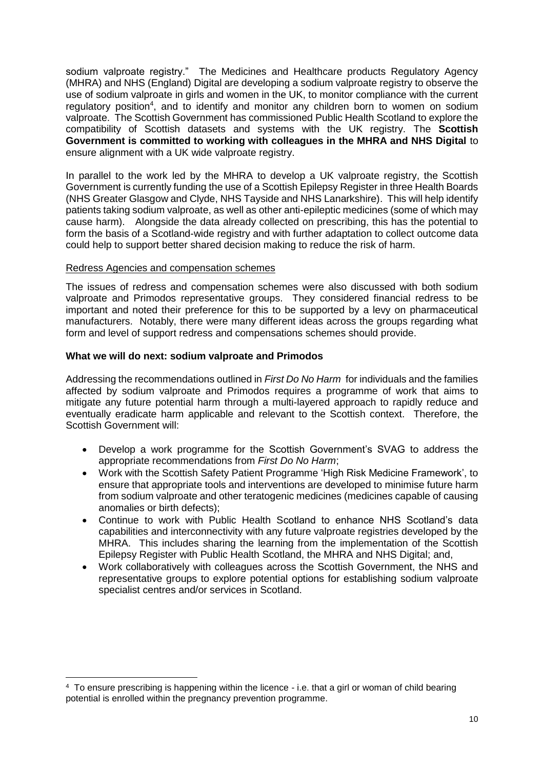sodium valproate registry." The Medicines and Healthcare products Regulatory Agency (MHRA) and NHS (England) Digital are developing a sodium valproate registry to observe the use of sodium valproate in girls and women in the UK, to monitor compliance with the current regulatory position[4], and to identify and monitor any children born to women on sodium valproate. The Scottish Government has commissioned Public Health Scotland to explore the compatibility of Scottish datasets and systems with the UK registry. The **Scottish Government is committed to working with colleagues in the MHRA and NHS Digital** to ensure alignment with a UK wide valproate registry.

In parallel to the work led by the MHRA to develop a UK valproate registry, the Scottish Government is currently funding the use of a Scottish Epilepsy Register in three Health Boards (NHS Greater Glasgow and Clyde, NHS Tayside and NHS Lanarkshire). This will help identify patients taking sodium valproate, as well as other anti-epileptic medicines (some of which may cause harm). Alongside the data already collected on prescribing, this has the potential to form the basis of a Scotland-wide registry and with further adaptation to collect outcome data could help to support better shared decision making to reduce the risk of harm.

Redress Agencies and compensation schemes

The issues of redress and compensation schemes were also discussed with both sodium valproate and Primodos representative groups. They considered financial redress to be important and noted their preference for this to be supported by a levy on pharmaceutical manufacturers. Notably, there were many different ideas across the groups regarding what form and level of support redress and compensations schemes should provide.

**What we will do next: sodium valproate and Primodos**

Addressing the recommendations outlined in *First Do No Harm* for individuals and the families affected by sodium valproate and Primodos requires a programme of work that aims to mitigate any future potential harm through a multi-layered approach to rapidly reduce and eventually eradicate harm applicable and relevant to the Scottish context. Therefore, the Scottish Government will:

- Develop a work programme for the Scottish Government's SVAG to address the appropriate recommendations from *First Do No Harm*;
- Work with the Scottish Safety Patient Programme 'High Risk Medicine Framework', to ensure that appropriate tools and interventions are developed to minimise future harm from sodium valproate and other teratogenic medicines (medicines capable of causing anomalies or birth defects);
- Continue to work with Public Health Scotland to enhance NHS Scotland's data capabilities and interconnectivity with any future valproate registries developed by the MHRA. This includes sharing the learning from the implementation of the Scottish Epilepsy Register with Public Health Scotland, the MHRA and NHS Digital; and,
- Work collaboratively with colleagues across the Scottish Government, the NHS and representative groups to explore potential options for establishing sodium valproate specialist centres and/or services in Scotland.

[4] To ensure prescribing is happening within the licence - i.e. that a girl or woman of child bearing potential is enrolled within the pregnancy prevention programme.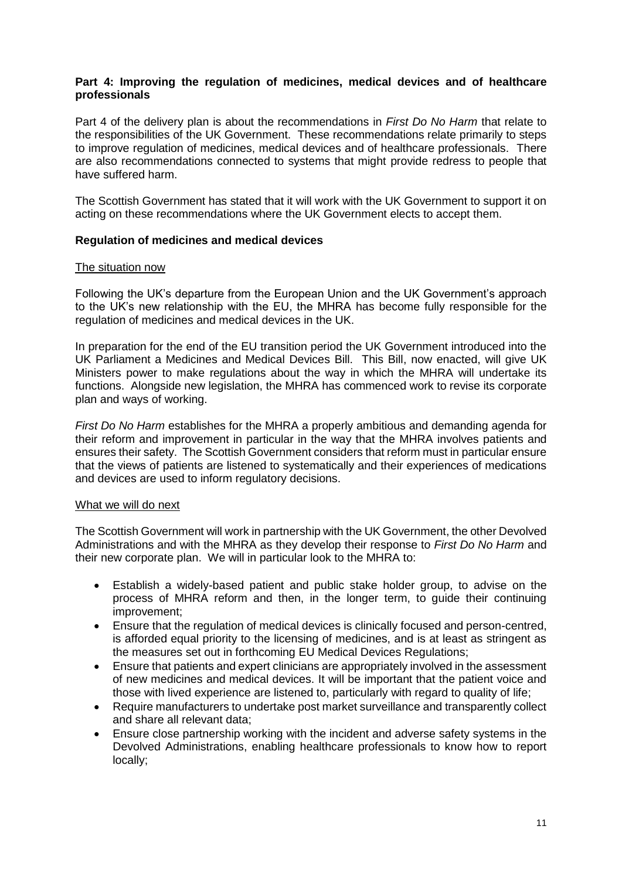**Part 4: Improving the regulation of medicines, medical devices and of healthcare professionals**

Part 4 of the delivery plan is about the recommendations in *First Do No Harm* that relate to the responsibilities of the UK Government. These recommendations relate primarily to steps to improve regulation of medicines, medical devices and of healthcare professionals. There are also recommendations connected to systems that might provide redress to people that have suffered harm.

The Scottish Government has stated that it will work with the UK Government to support it on acting on these recommendations where the UK Government elects to accept them.

**Regulation of medicines and medical devices**

The situation now

Following the UK's departure from the European Union and the UK Government's approach to the UK's new relationship with the EU, the MHRA has become fully responsible for the regulation of medicines and medical devices in the UK.

In preparation for the end of the EU transition period the UK Government introduced into the UK Parliament a Medicines and Medical Devices Bill. This Bill, now enacted, will give UK Ministers power to make regulations about the way in which the MHRA will undertake its functions. Alongside new legislation, the MHRA has commenced work to revise its corporate plan and ways of working.

*First Do No Harm* establishes for the MHRA a properly ambitious and demanding agenda for their reform and improvement in particular in the way that the MHRA involves patients and ensures their safety. The Scottish Government considers that reform must in particular ensure that the views of patients are listened to systematically and their experiences of medications and devices are used to inform regulatory decisions.

What we will do next

The Scottish Government will work in partnership with the UK Government, the other Devolved Administrations and with the MHRA as they develop their response to *First Do No Harm* and their new corporate plan. We will in particular look to the MHRA to:

- Establish a widely-based patient and public stake holder group, to advise on the process of MHRA reform and then, in the longer term, to guide their continuing improvement;
- Ensure that the regulation of medical devices is clinically focused and person-centred, is afforded equal priority to the licensing of medicines, and is at least as stringent as the measures set out in forthcoming EU Medical Devices Regulations;
- Ensure that patients and expert clinicians are appropriately involved in the assessment of new medicines and medical devices. It will be important that the patient voice and those with lived experience are listened to, particularly with regard to quality of life;
- Require manufacturers to undertake post market surveillance and transparently collect and share all relevant data;
- Ensure close partnership working with the incident and adverse safety systems in the Devolved Administrations, enabling healthcare professionals to know how to report locally;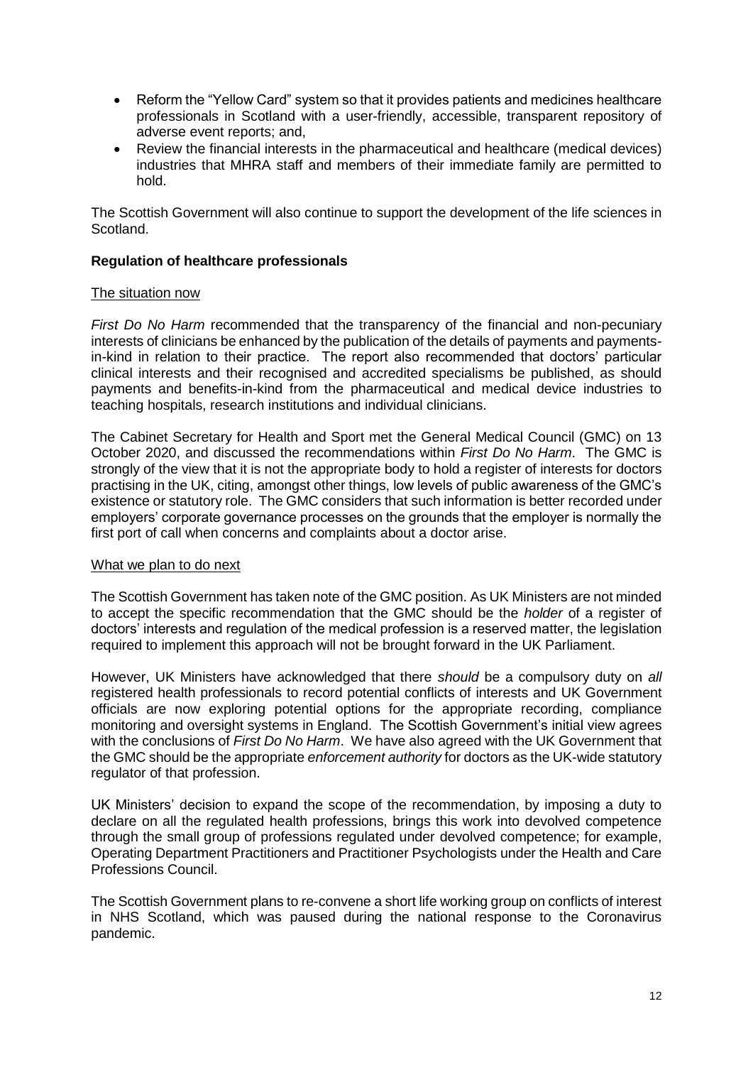- Reform the "Yellow Card" system so that it provides patients and medicines healthcare professionals in Scotland with a user-friendly, accessible, transparent repository of adverse event reports; and,
- Review the financial interests in the pharmaceutical and healthcare (medical devices) industries that MHRA staff and members of their immediate family are permitted to hold.

The Scottish Government will also continue to support the development of the life sciences in Scotland.

**Regulation of healthcare professionals**

<u>The situation now</u>

*First Do No Harm* recommended that the transparency of the financial and non-pecuniary interests of clinicians be enhanced by the publication of the details of payments and payments-in-kind in relation to their practice. The report also recommended that doctors' particular clinical interests and their recognised and accredited specialisms be published, as should payments and benefits-in-kind from the pharmaceutical and medical device industries to teaching hospitals, research institutions and individual clinicians.

The Cabinet Secretary for Health and Sport met the General Medical Council (GMC) on 13 October 2020, and discussed the recommendations within *First Do No Harm*. The GMC is strongly of the view that it is not the appropriate body to hold a register of interests for doctors practising in the UK, citing, amongst other things, low levels of public awareness of the GMC's existence or statutory role. The GMC considers that such information is better recorded under employers' corporate governance processes on the grounds that the employer is normally the first port of call when concerns and complaints about a doctor arise.

<u>What we plan to do next</u>

The Scottish Government has taken note of the GMC position. As UK Ministers are not minded to accept the specific recommendation that the GMC should be the *holder* of a register of doctors' interests and regulation of the medical profession is a reserved matter, the legislation required to implement this approach will not be brought forward in the UK Parliament.

However, UK Ministers have acknowledged that there *should* be a compulsory duty on *all* registered health professionals to record potential conflicts of interests and UK Government officials are now exploring potential options for the appropriate recording, compliance monitoring and oversight systems in England. The Scottish Government's initial view agrees with the conclusions of *First Do No Harm*. We have also agreed with the UK Government that the GMC should be the appropriate *enforcement authority* for doctors as the UK-wide statutory regulator of that profession.

UK Ministers' decision to expand the scope of the recommendation, by imposing a duty to declare on all the regulated health professions, brings this work into devolved competence through the small group of professions regulated under devolved competence; for example, Operating Department Practitioners and Practitioner Psychologists under the Health and Care Professions Council.

The Scottish Government plans to re-convene a short life working group on conflicts of interest in NHS Scotland, which was paused during the national response to the Coronavirus pandemic.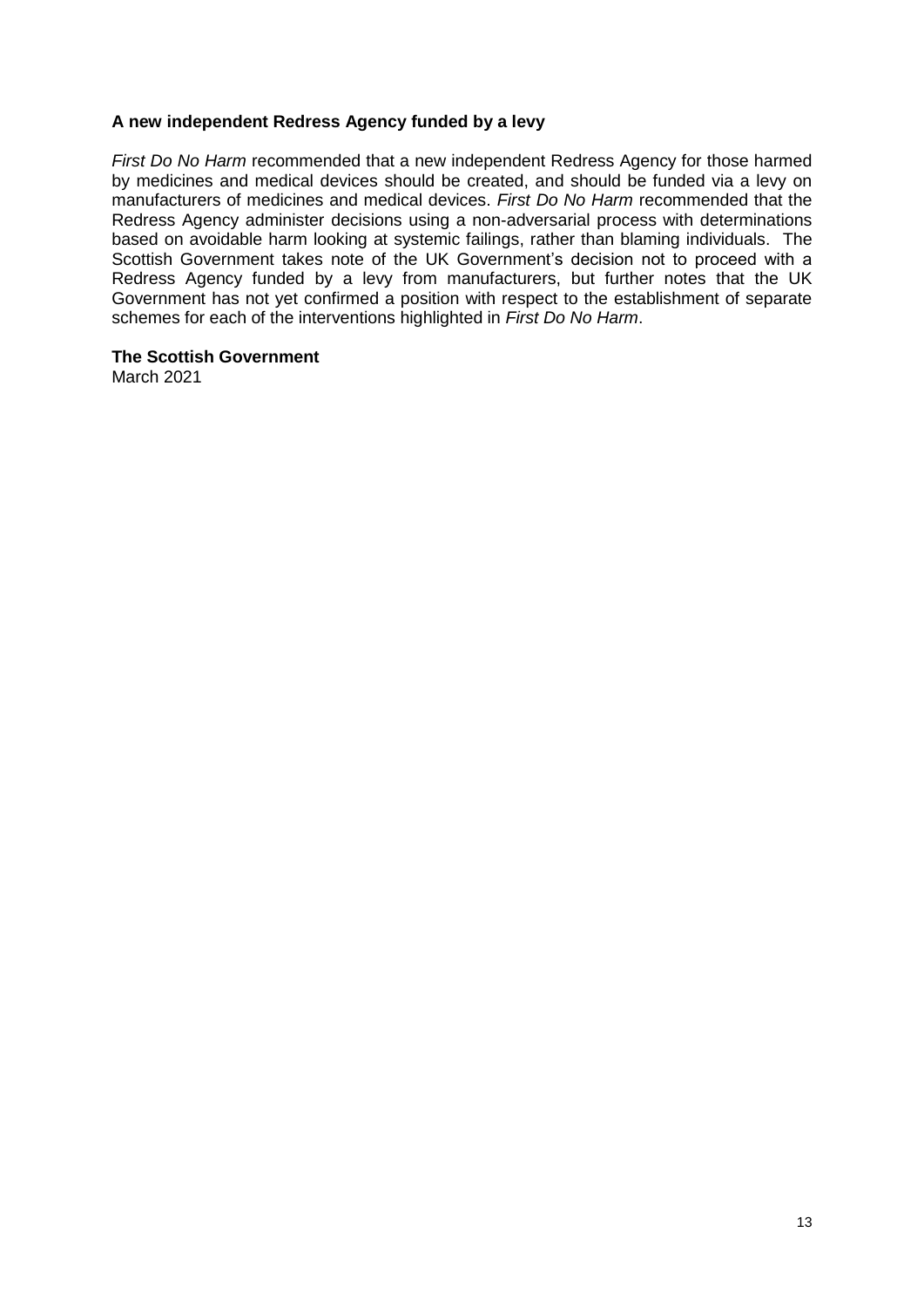**A new independent Redress Agency funded by a levy**

*First Do No Harm* recommended that a new independent Redress Agency for those harmed by medicines and medical devices should be created, and should be funded via a levy on manufacturers of medicines and medical devices. *First Do No Harm* recommended that the Redress Agency administer decisions using a non-adversarial process with determinations based on avoidable harm looking at systemic failings, rather than blaming individuals. The Scottish Government takes note of the UK Government's decision not to proceed with a Redress Agency funded by a levy from manufacturers, but further notes that the UK Government has not yet confirmed a position with respect to the establishment of separate schemes for each of the interventions highlighted in *First Do No Harm*.

**The Scottish Government**
March 2021